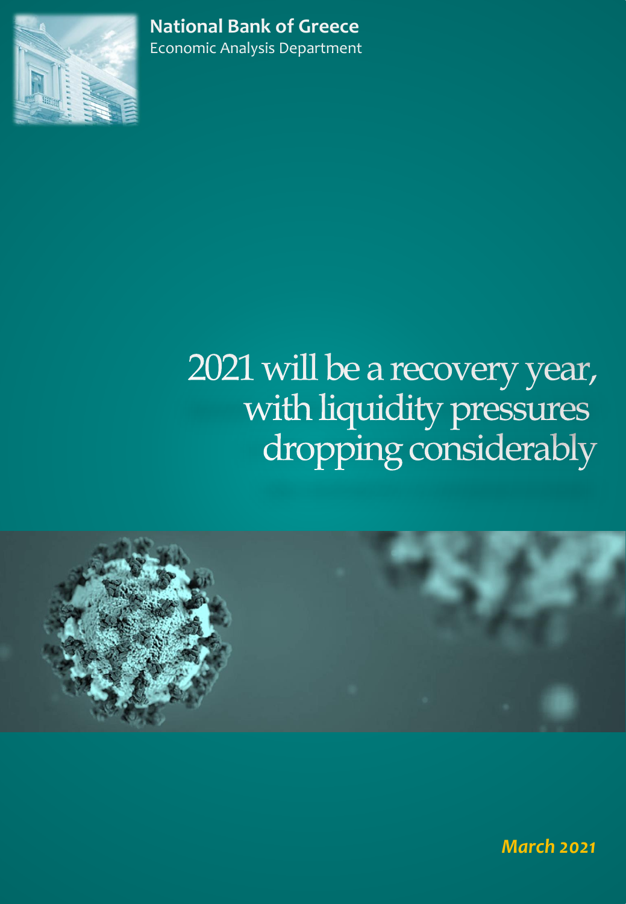**National Bank of Greece**
Economic Analysis Department

# 2021 will be a recovery year, with liquidity pressures dropping considerably

***March 2021***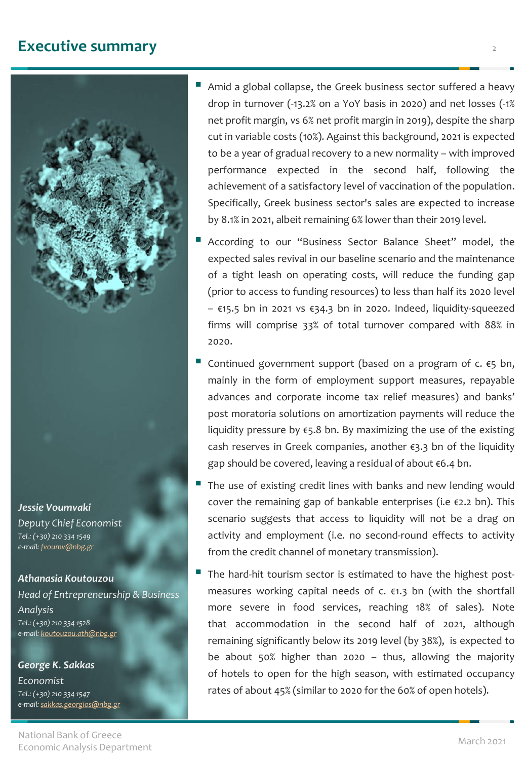# Executive summary

- Amid a global collapse, the Greek business sector suffered a heavy drop in turnover (-13.2% on a YoY basis in 2020) and net losses (-1% net profit margin, vs 6% net profit margin in 2019), despite the sharp cut in variable costs (10%). Against this background, 2021 is expected to be a year of gradual recovery to a new normality – with improved performance expected in the second half, following the achievement of a satisfactory level of vaccination of the population. Specifically, Greek business sector's sales are expected to increase by 8.1% in 2021, albeit remaining 6% lower than their 2019 level.
- According to our "Business Sector Balance Sheet" model, the expected sales revival in our baseline scenario and the maintenance of a tight leash on operating costs, will reduce the funding gap (prior to access to funding resources) to less than half its 2020 level – €15.5 bn in 2021 vs €34.3 bn in 2020. Indeed, liquidity-squeezed firms will comprise 33% of total turnover compared with 88% in 2020.
- Continued government support (based on a program of c. €5 bn, mainly in the form of employment support measures, repayable advances and corporate income tax relief measures) and banks' post moratoria solutions on amortization payments will reduce the liquidity pressure by €5.8 bn. By maximizing the use of the existing cash reserves in Greek companies, another €3.3 bn of the liquidity gap should be covered, leaving a residual of about €6.4 bn.
- The use of existing credit lines with banks and new lending would cover the remaining gap of bankable enterprises (i.e €2.2 bn). This scenario suggests that access to liquidity will not be a drag on activity and employment (i.e. no second-round effects to activity from the credit channel of monetary transmission).
- The hard-hit tourism sector is estimated to have the highest post-measures working capital needs of c. €1.3 bn (with the shortfall more severe in food services, reaching 18% of sales). Note that accommodation in the second half of 2021, although remaining significantly below its 2019 level (by 38%), is expected to be about 50% higher than 2020 – thus, allowing the majority of hotels to open for the high season, with estimated occupancy rates of about 45% (similar to 2020 for the 60% of open hotels).

***Jessie Voumvaki***
*Deputy Chief Economist*
*Tel.: (+30) 210 334 1549*
*e-mail: fvoumv@nbg.gr*

***Athanasia Koutouzou***
*Head of Entrepreneurship & Business Analysis*
*Tel.: (+30) 210 334 1528*
*e-mail: koutouzou.ath@nbg.gr*

***George K. Sakkas***
*Economist*
*Tel.: (+30) 210 334 1547*
*e-mail: sakkas.georgios@nbg.gr*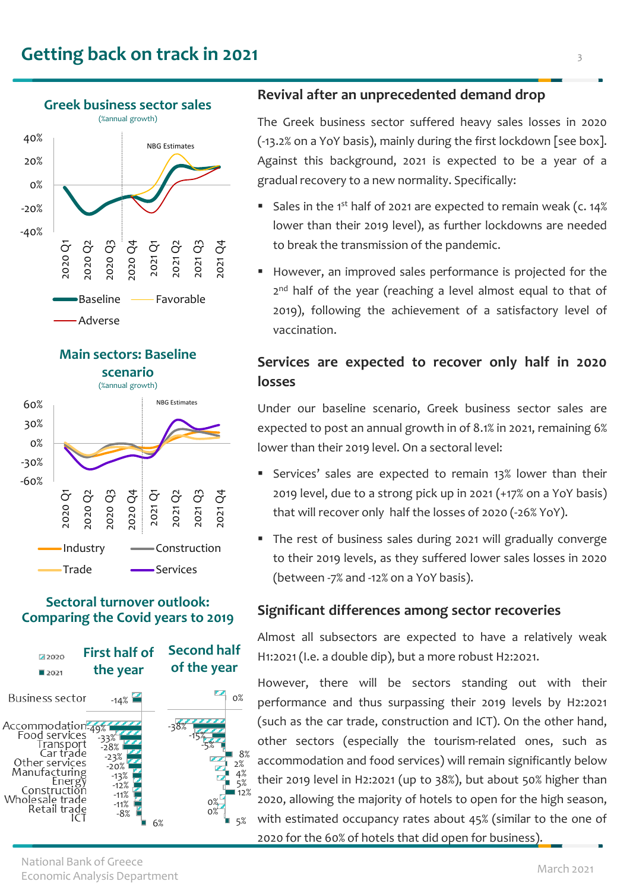# Getting back on track in 2021

### Greek business sector sales

(%annual growth)

NBG Estimates

Baseline — Favorable — Adverse

### Main sectors: Baseline scenario

(%annual growth)

NBG Estimates

Industry — Construction — Trade — Services

### Sectoral turnover outlook: Comparing the Covid years to 2019

| | First half of the year | Second half of the year |
|---|---|---|
| Business sector | -14% | 0% |
| Accommodation | -49% | -38% |
| Food services | -33% | -15% |
| Transport | -28% | -5% |
| Car trade | -23% | 8% |
| Other services | -20% | 2% |
| Manufacturing | -13% | 4% |
| Energy | -12% | 5% |
| Construction | -11% | 12% |
| Wholesale trade | -11% | 0% |
| Retail trade | -8% | 0% |
| ICT | 6% | 5% |

## Revival after an unprecedented demand drop

The Greek business sector suffered heavy sales losses in 2020 (-13.2% on a YoY basis), mainly during the first lockdown [see box]. Against this background, 2021 is expected to be a year of a gradual recovery to a new normality. Specifically:

- Sales in the 1st half of 2021 are expected to remain weak (c. 14% lower than their 2019 level), as further lockdowns are needed to break the transmission of the pandemic.
- However, an improved sales performance is projected for the 2nd half of the year (reaching a level almost equal to that of 2019), following the achievement of a satisfactory level of vaccination.

## Services are expected to recover only half in 2020 losses

Under our baseline scenario, Greek business sector sales are expected to post an annual growth in of 8.1% in 2021, remaining 6% lower than their 2019 level. On a sectoral level:

- Services' sales are expected to remain 13% lower than their 2019 level, due to a strong pick up in 2021 (+17% on a YoY basis) that will recover only half the losses of 2020 (-26% YoY).
- The rest of business sales during 2021 will gradually converge to their 2019 levels, as they suffered lower sales losses in 2020 (between -7% and -12% on a YoY basis).

## Significant differences among sector recoveries

Almost all subsectors are expected to have a relatively weak H1:2021 (I.e. a double dip), but a more robust H2:2021.

However, there will be sectors standing out with their performance and thus surpassing their 2019 levels by H2:2021 (such as the car trade, construction and ICT). On the other hand, other sectors (especially the tourism-related ones, such as accommodation and food services) will remain significantly below their 2019 level in H2:2021 (up to 38%), but about 50% higher than 2020, allowing the majority of hotels to open for the high season, with estimated occupancy rates about 45% (similar to the one of 2020 for the 60% of hotels that did open for business).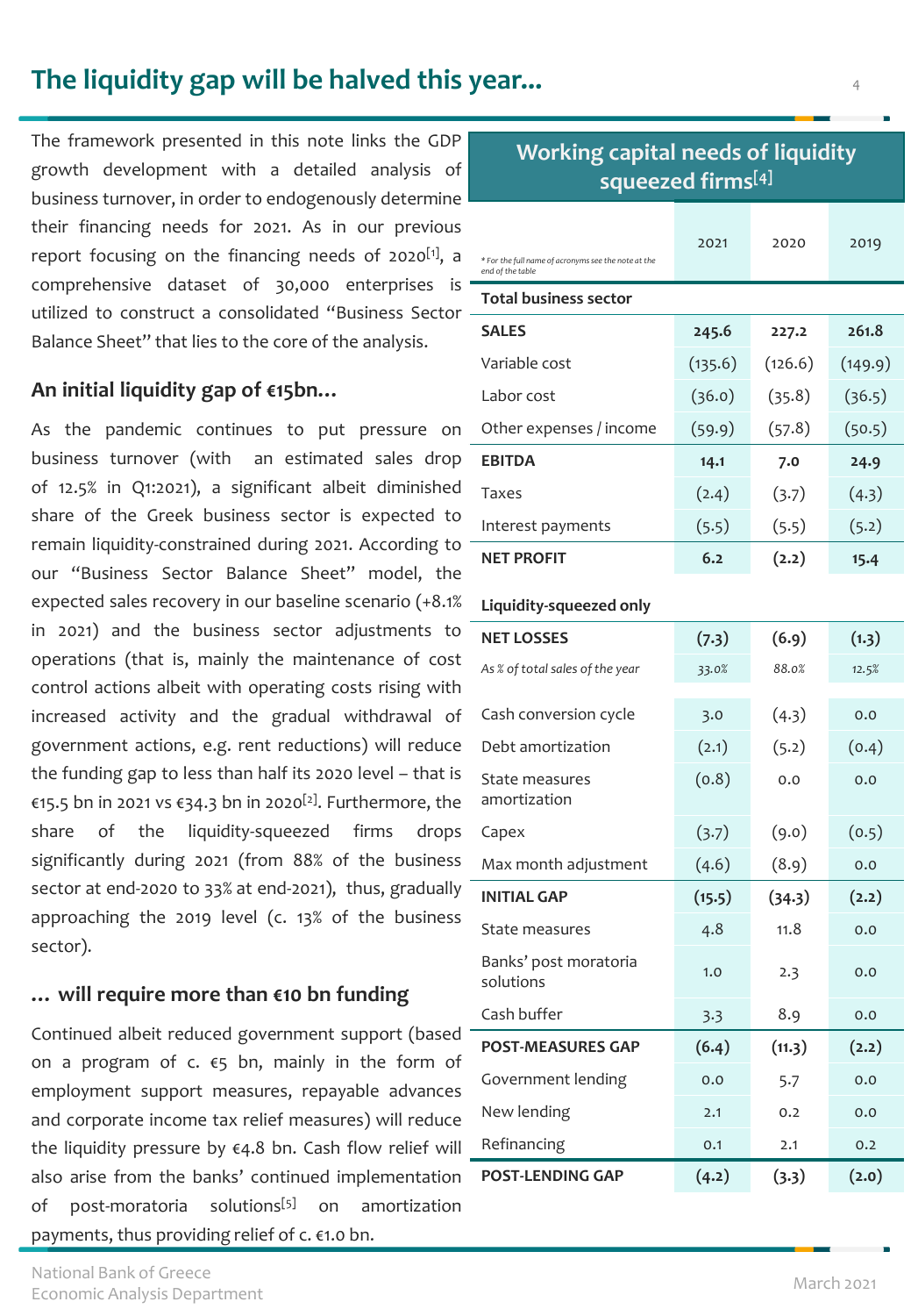# The liquidity gap will be halved this year...

The framework presented in this note links the GDP growth development with a detailed analysis of business turnover, in order to endogenously determine their financing needs for 2021. As in our previous report focusing on the financing needs of 2020[1], a comprehensive dataset of 30,000 enterprises is utilized to construct a consolidated "Business Sector Balance Sheet" that lies to the core of the analysis.

## An initial liquidity gap of €15bn...

As the pandemic continues to put pressure on business turnover (with an estimated sales drop of 12.5% in Q1:2021), a significant albeit diminished share of the Greek business sector is expected to remain liquidity-constrained during 2021. According to our "Business Sector Balance Sheet" model, the expected sales recovery in our baseline scenario (+8.1% in 2021) and the business sector adjustments to operations (that is, mainly the maintenance of cost control actions albeit with operating costs rising with increased activity and the gradual withdrawal of government actions, e.g. rent reductions) will reduce the funding gap to less than half its 2020 level – that is €15.5 bn in 2021 vs €34.3 bn in 2020[2]. Furthermore, the share of the liquidity-squeezed firms drops significantly during 2021 (from 88% of the business sector at end-2020 to 33% at end-2021), thus, gradually approaching the 2019 level (c. 13% of the business sector).

## ... will require more than €10 bn funding

Continued albeit reduced government support (based on a program of c. €5 bn, mainly in the form of employment support measures, repayable advances and corporate income tax relief measures) will reduce the liquidity pressure by €4.8 bn. Cash flow relief will also arise from the banks' continued implementation of post-moratoria solutions[5] on amortization payments, thus providing relief of c. €1.0 bn.

### Working capital needs of liquidity squeezed firms[4]

| *For the full name of acronyms see the note at the end of the table* | 2021 | 2020 | 2019 |
|---|---|---|---|
| **Total business sector** | | | |
| **SALES** | **245.6** | **227.2** | **261.8** |
| Variable cost | (135.6) | (126.6) | (149.9) |
| Labor cost | (36.0) | (35.8) | (36.5) |
| Other expenses / income | (59.9) | (57.8) | (50.5) |
| **EBITDA** | **14.1** | **7.0** | **24.9** |
| Taxes | (2.4) | (3.7) | (4.3) |
| Interest payments | (5.5) | (5.5) | (5.2) |
| **NET PROFIT** | **6.2** | **(2.2)** | **15.4** |
| **Liquidity-squeezed only** | | | |
| **NET LOSSES** | **(7.3)** | **(6.9)** | **(1.3)** |
| *As % of total sales of the year* | *33.0%* | *88.0%* | *12.5%* |
| Cash conversion cycle | 3.0 | (4.3) | 0.0 |
| Debt amortization | (2.1) | (5.2) | (0.4) |
| State measures amortization | (0.8) | 0.0 | 0.0 |
| Capex | (3.7) | (9.0) | (0.5) |
| Max month adjustment | (4.6) | (8.9) | 0.0 |
| **INITIAL GAP** | **(15.5)** | **(34.3)** | **(2.2)** |
| State measures | 4.8 | 11.8 | 0.0 |
| Banks' post moratoria solutions | 1.0 | 2.3 | 0.0 |
| Cash buffer | 3.3 | 8.9 | 0.0 |
| **POST-MEASURES GAP** | **(6.4)** | **(11.3)** | **(2.2)** |
| Government lending | 0.0 | 5.7 | 0.0 |
| New lending | 2.1 | 0.2 | 0.0 |
| Refinancing | 0.1 | 2.1 | 0.2 |
| **POST-LENDING GAP** | **(4.2)** | **(3.3)** | **(2.0)** |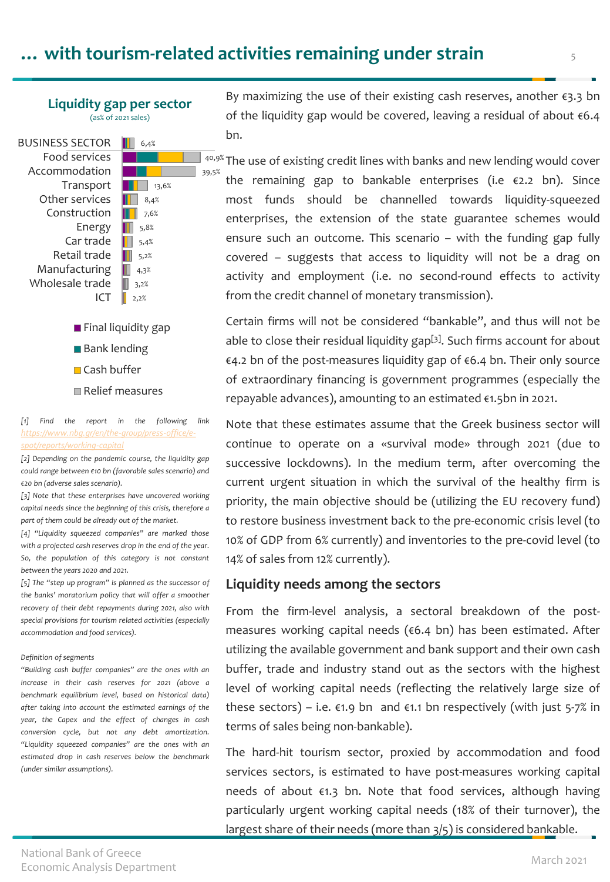# … with tourism-related activities remaining under strain

**Liquidity gap per sector**
(as% of 2021 sales)

| Sector | Liquidity gap |
|---|---|
| BUSINESS SECTOR | 6,4% |
| Food services | 40,9% |
| Accommodation | 39,5% |
| Transport | 13,6% |
| Other services | 8,4% |
| Construction | 7,6% |
| Energy | 5,8% |
| Car trade | 5,4% |
| Retail trade | 5,2% |
| Manufacturing | 4,3% |
| Wholesale trade | 3,2% |
| ICT | 2,2% |

- Final liquidity gap
- Bank lending
- Cash buffer
- Relief measures

*[1] Find the report in the following link https://www.nbg.gr/en/the-group/press-office/e-spot/reports/working-capital*

*[2] Depending on the pandemic course, the liquidity gap could range between €10 bn (favorable sales scenario) and €20 bn (adverse sales scenario).*

*[3] Note that these enterprises have uncovered working capital needs since the beginning of this crisis, therefore a part of them could be already out of the market.*

*[4] "Liquidity squeezed companies" are marked those with a projected cash reserves drop in the end of the year. So, the population of this category is not constant between the years 2020 and 2021.*

*[5] The "step up program" is planned as the successor of the banks' moratorium policy that will offer a smoother recovery of their debt repayments during 2021, also with special provisions for tourism related activities (especially accommodation and food services).*

*Definition of segments*

*"Building cash buffer companies" are the ones with an increase in their cash reserves for 2021 (above a benchmark equilibrium level, based on historical data) after taking into account the estimated earnings of the year, the Capex and the effect of changes in cash conversion cycle, but not any debt amortization. "Liquidity squeezed companies" are the ones with an estimated drop in cash reserves below the benchmark (under similar assumptions).*

By maximizing the use of their existing cash reserves, another €3.3 bn of the liquidity gap would be covered, leaving a residual of about €6.4 bn.

The use of existing credit lines with banks and new lending would cover the remaining gap to bankable enterprises (i.e €2.2 bn). Since most funds should be channelled towards liquidity-squeezed enterprises, the extension of the state guarantee schemes would ensure such an outcome. This scenario – with the funding gap fully covered – suggests that access to liquidity will not be a drag on activity and employment (i.e. no second-round effects to activity from the credit channel of monetary transmission).

Certain firms will not be considered "bankable", and thus will not be able to close their residual liquidity gap[3]. Such firms account for about €4.2 bn of the post-measures liquidity gap of €6.4 bn. Their only source of extraordinary financing is government programmes (especially the repayable advances), amounting to an estimated €1.5bn in 2021.

Note that these estimates assume that the Greek business sector will continue to operate on a «survival mode» through 2021 (due to successive lockdowns). In the medium term, after overcoming the current urgent situation in which the survival of the healthy firm is priority, the main objective should be (utilizing the EU recovery fund) to restore business investment back to the pre-economic crisis level (to 10% of GDP from 6% currently) and inventories to the pre-covid level (to 14% of sales from 12% currently).

## Liquidity needs among the sectors

From the firm-level analysis, a sectoral breakdown of the post-measures working capital needs (€6.4 bn) has been estimated. After utilizing the available government and bank support and their own cash buffer, trade and industry stand out as the sectors with the highest level of working capital needs (reflecting the relatively large size of these sectors) – i.e. €1.9 bn and €1.1 bn respectively (with just 5-7% in terms of sales being non-bankable).

The hard-hit tourism sector, proxied by accommodation and food services sectors, is estimated to have post-measures working capital needs of about €1.3 bn. Note that food services, although having particularly urgent working capital needs (18% of their turnover), the largest share of their needs (more than 3/5) is considered bankable.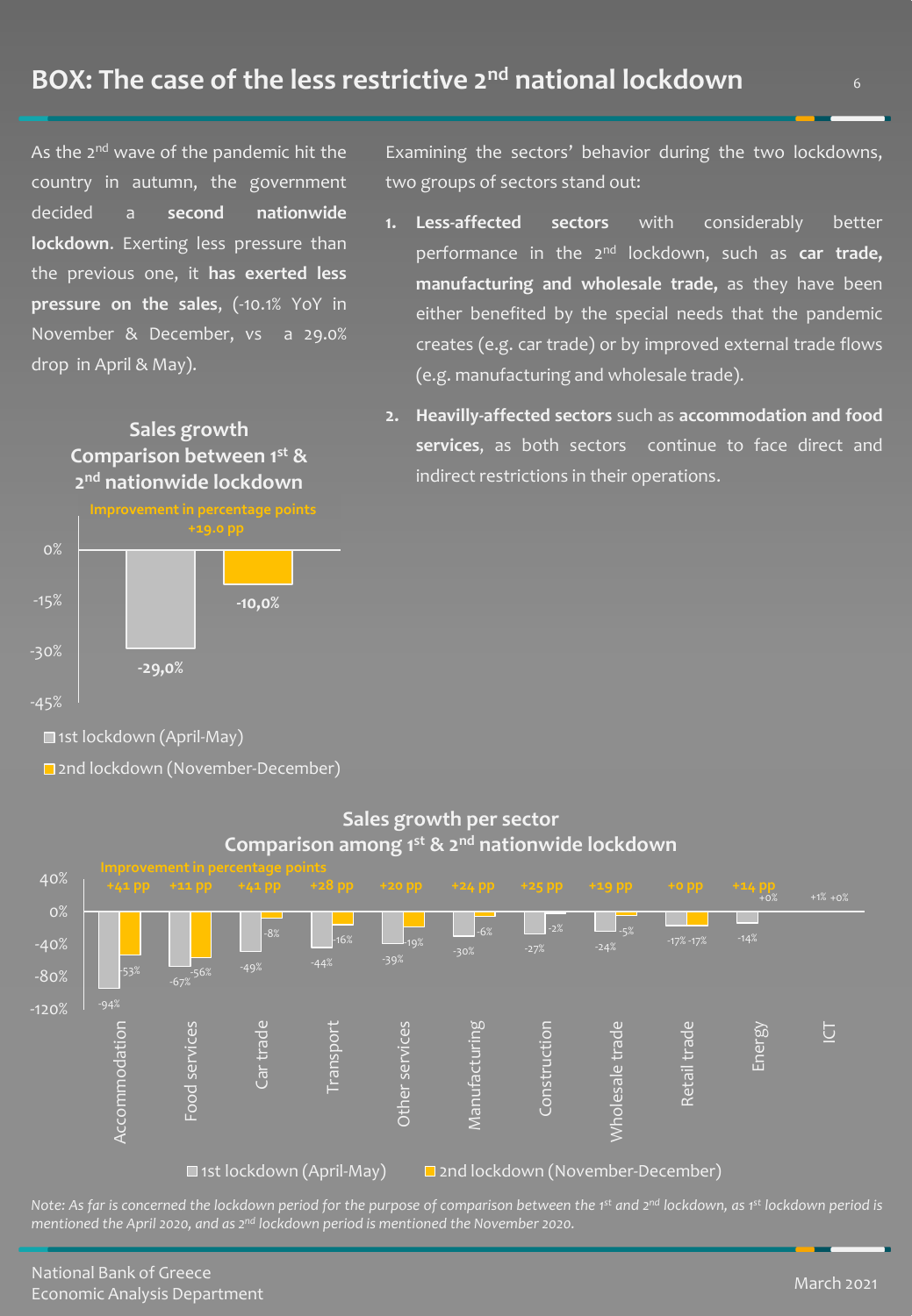## BOX: The case of the less restrictive 2nd national lockdown

As the 2nd wave of the pandemic hit the country in autumn, the government decided a **second nationwide lockdown**. Exerting less pressure than the previous one, it **has exerted less pressure on the sales**, (-10.1% YoY in November & December, vs a 29.0% drop in April & May).

**Sales growth**
**Comparison between 1st & 2nd nationwide lockdown**

Improvement in percentage points +19.0 pp

| | 1st lockdown (April-May) | 2nd lockdown (November-December) |
|---|---|---|
| Sales growth | -29,0% | -10,0% |

Examining the sectors' behavior during the two lockdowns, two groups of sectors stand out:

1. **Less-affected sectors** with considerably better performance in the 2nd lockdown, such as **car trade, manufacturing and wholesale trade,** as they have been either benefited by the special needs that the pandemic creates (e.g. car trade) or by improved external trade flows (e.g. manufacturing and wholesale trade).
2. **Heavily-affected sectors** such as **accommodation and food services**, as both sectors continue to face direct and indirect restrictions in their operations.

**Sales growth per sector**
**Comparison among 1st & 2nd nationwide lockdown**

| Sector | 1st lockdown (April-May) | 2nd lockdown (November-December) | Improvement in percentage points |
|---|---|---|---|
| Accommodation | -94% | -53% | +41 pp |
| Food services | -67% | -56% | +11 pp |
| Car trade | -49% | -8% | +41 pp |
| Transport | -44% | -16% | +28 pp |
| Other services | -39% | -19% | +20 pp |
| Manufacturing | -30% | -6% | +24 pp |
| Construction | -27% | -2% | +25 pp |
| Wholesale trade | -24% | -5% | +19 pp |
| Retail trade | -17% | -17% | +0 pp |
| Energy | -14% | +0% | +14 pp |
| ICT | +1% | +0% | |

*Note: As far is concerned the lockdown period for the purpose of comparison between the 1st and 2nd lockdown, as 1st lockdown period is mentioned the April 2020, and as 2nd lockdown period is mentioned the November 2020.*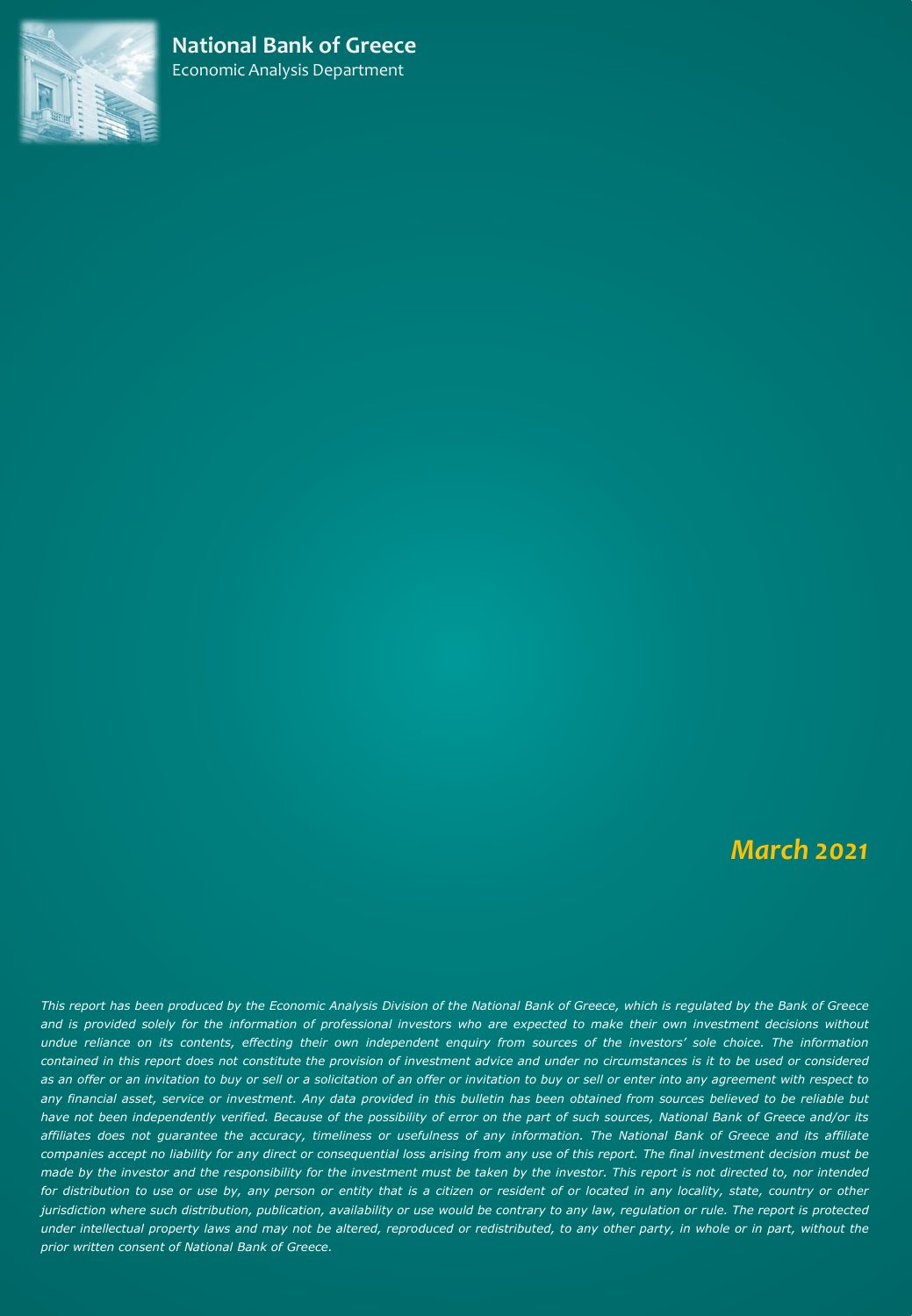**National Bank of Greece**
Economic Analysis Department

***March 2021***

*This report has been produced by the Economic Analysis Division of the National Bank of Greece, which is regulated by the Bank of Greece and is provided solely for the information of professional investors who are expected to make their own investment decisions without undue reliance on its contents, effecting their own independent enquiry from sources of the investors' sole choice. The information contained in this report does not constitute the provision of investment advice and under no circumstances is it to be used or considered as an offer or an invitation to buy or sell or a solicitation of an offer or invitation to buy or sell or enter into any agreement with respect to any financial asset, service or investment. Any data provided in this bulletin has been obtained from sources believed to be reliable but have not been independently verified. Because of the possibility of error on the part of such sources, National Bank of Greece and/or its affiliates does not guarantee the accuracy, timeliness or usefulness of any information. The National Bank of Greece and its affiliate companies accept no liability for any direct or consequential loss arising from any use of this report. The final investment decision must be made by the investor and the responsibility for the investment must be taken by the investor. This report is not directed to, nor intended for distribution to use or use by, any person or entity that is a citizen or resident of or located in any locality, state, country or other jurisdiction where such distribution, publication, availability or use would be contrary to any law, regulation or rule. The report is protected under intellectual property laws and may not be altered, reproduced or redistributed, to any other party, in whole or in part, without the prior written consent of National Bank of Greece.*